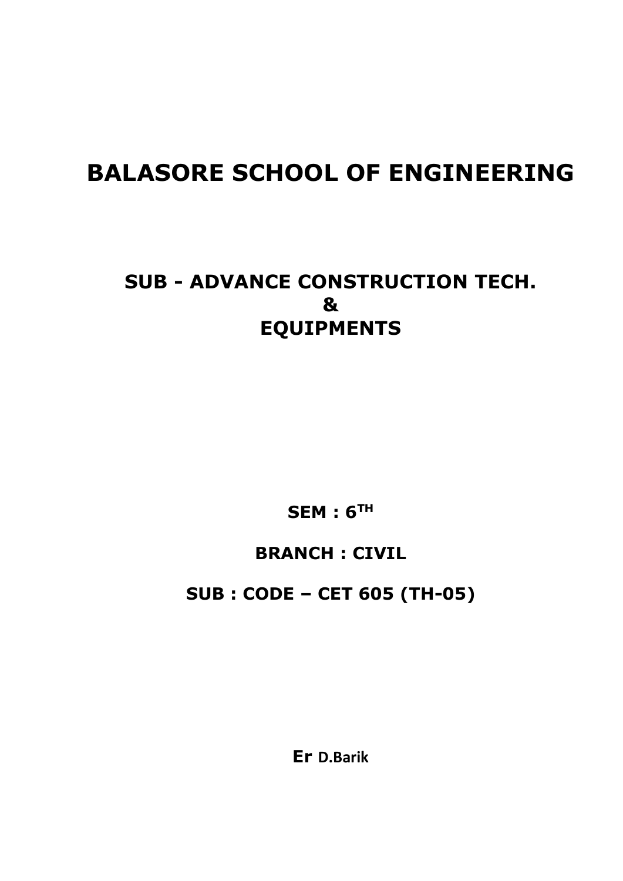# BALASORE SCHOOL OF ENGINEERING

## SUB - ADVANCE CONSTRUCTION TECH. & EQUIPMENTS

**SEM : $6^{TH}$**

**BRANCH : CIVIL**

**SUB : CODE – CET 605 (TH-05)**

**Er D.Barik**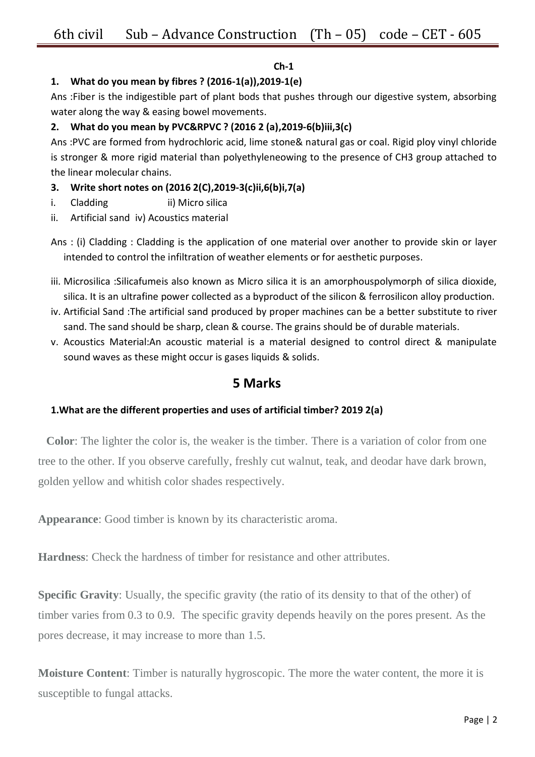**Ch-1**

1. **What do you mean by fibres ? (2016-1(a)),2019-1(e)**

Ans :Fiber is the indigestible part of plant bods that pushes through our digestive system, absorbing water along the way & easing bowel movements.

2. **What do you mean by PVC&RPVC ? (2016 2 (a),2019-6(b)iii,3(c)**

Ans :PVC are formed from hydrochloric acid, lime stone& natural gas or coal. Rigid ploy vinyl chloride is stronger & more rigid material than polyethyleneowing to the presence of CH3 group attached to the linear molecular chains.

3. **Write short notes on (2016 2(C),2019-3(c)ii,6(b)i,7(a)**

i. Cladding ii) Micro silica

ii. Artificial sand iv) Acoustics material

Ans : (i) Cladding : Cladding is the application of one material over another to provide skin or layer intended to control the infiltration of weather elements or for aesthetic purposes.

iii. Microsilica :Silicafumeis also known as Micro silica it is an amorphouspolymorph of silica dioxide, silica. It is an ultrafine power collected as a byproduct of the silicon & ferrosilicon alloy production.

iv. Artificial Sand :The artificial sand produced by proper machines can be a better substitute to river sand. The sand should be sharp, clean & course. The grains should be of durable materials.

v. Acoustics Material:An acoustic material is a material designed to control direct & manipulate sound waves as these might occur is gases liquids & solids.

## 5 Marks

**1.What are the different properties and uses of artificial timber? 2019 2(a)**

**Color**: The lighter the color is, the weaker is the timber. There is a variation of color from one tree to the other. If you observe carefully, freshly cut walnut, teak, and deodar have dark brown, golden yellow and whitish color shades respectively.

**Appearance**: Good timber is known by its characteristic aroma.

**Hardness**: Check the hardness of timber for resistance and other attributes.

**Specific Gravity**: Usually, the specific gravity (the ratio of its density to that of the other) of timber varies from 0.3 to 0.9. The specific gravity depends heavily on the pores present. As the pores decrease, it may increase to more than 1.5.

**Moisture Content**: Timber is naturally hygroscopic. The more the water content, the more it is susceptible to fungal attacks.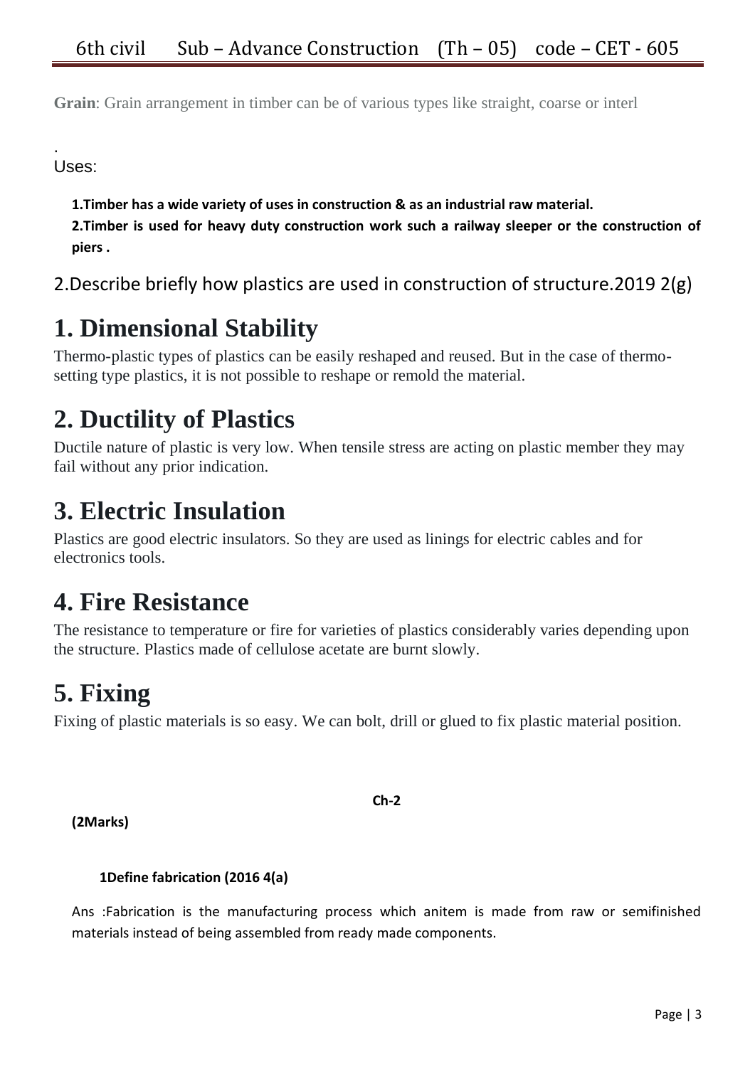**Grain**: Grain arrangement in timber can be of various types like straight, coarse or interl

.
Uses:

**1.Timber has a wide variety of uses in construction & as an industrial raw material.**

**2.Timber is used for heavy duty construction work such a railway sleeper or the construction of piers .**

2.Describe briefly how plastics are used in construction of structure.2019 2(g)

# 1. Dimensional Stability

Thermo-plastic types of plastics can be easily reshaped and reused. But in the case of thermo-setting type plastics, it is not possible to reshape or remold the material.

# 2. Ductility of Plastics

Ductile nature of plastic is very low. When tensile stress are acting on plastic member they may fail without any prior indication.

# 3. Electric Insulation

Plastics are good electric insulators. So they are used as linings for electric cables and for electronics tools.

# 4. Fire Resistance

The resistance to temperature or fire for varieties of plastics considerably varies depending upon the structure. Plastics made of cellulose acetate are burnt slowly.

# 5. Fixing

Fixing of plastic materials is so easy. We can bolt, drill or glued to fix plastic material position.

**Ch-2**

**(2Marks)**

**1Define fabrication (2016 4(a)**

Ans :Fabrication is the manufacturing process which anitem is made from raw or semifinished materials instead of being assembled from ready made components.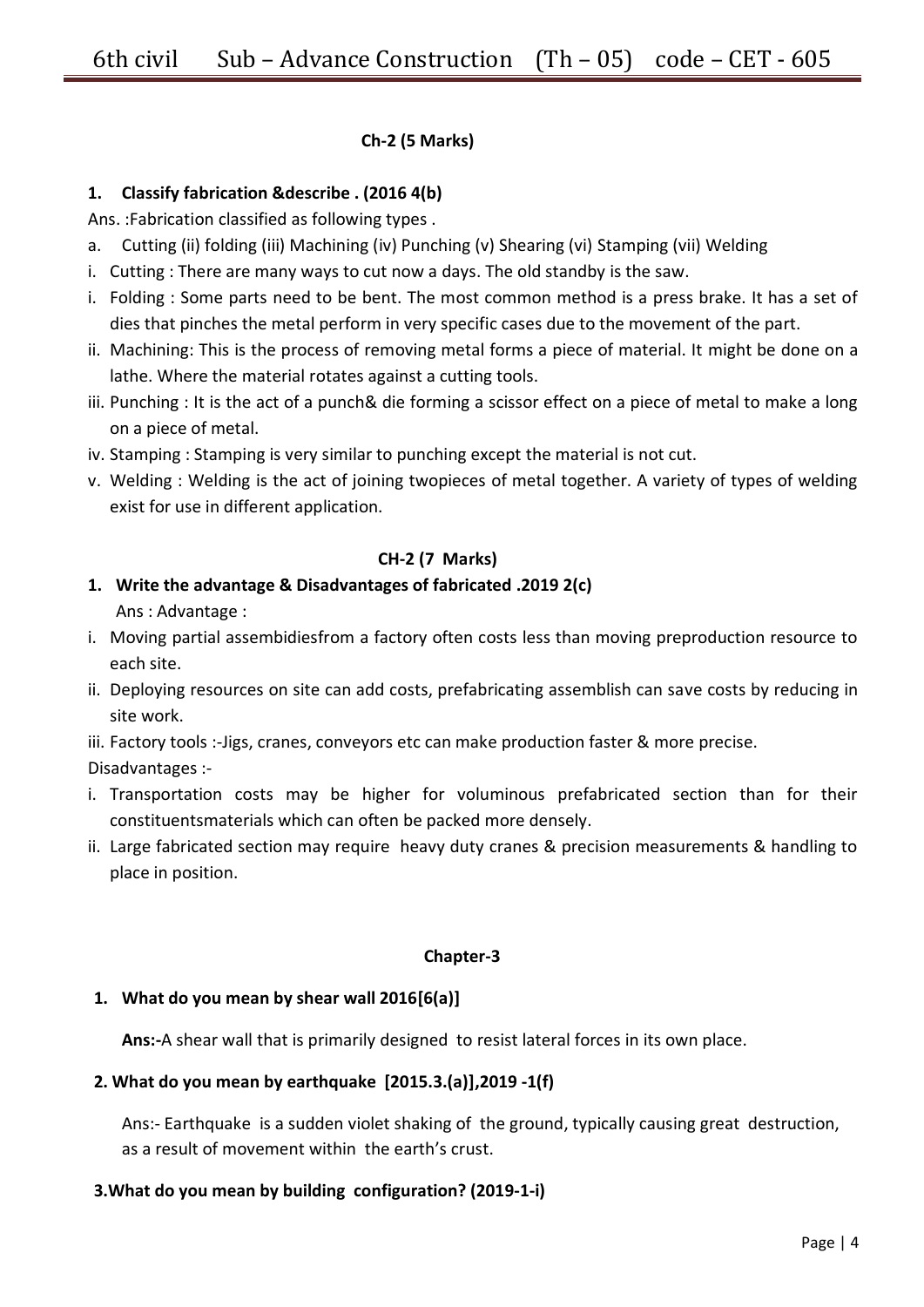### Ch-2 (5 Marks)

**1. Classify fabrication &describe . (2016 4(b)**

Ans. :Fabrication classified as following types .

a. Cutting (ii) folding (iii) Machining (iv) Punching (v) Shearing (vi) Stamping (vii) Welding

i. Cutting : There are many ways to cut now a days. The old standby is the saw.

i. Folding : Some parts need to be bent. The most common method is a press brake. It has a set of dies that pinches the metal perform in very specific cases due to the movement of the part.

ii. Machining: This is the process of removing metal forms a piece of material. It might be done on a lathe. Where the material rotates against a cutting tools.

iii. Punching : It is the act of a punch& die forming a scissor effect on a piece of metal to make a long on a piece of metal.

iv. Stamping : Stamping is very similar to punching except the material is not cut.

v. Welding : Welding is the act of joining twopieces of metal together. A variety of types of welding exist for use in different application.

### CH-2 (7 Marks)

**1. Write the advantage & Disadvantages of fabricated .2019 2(c)**

Ans : Advantage :

i. Moving partial assembidiesfrom a factory often costs less than moving preproduction resource to each site.

ii. Deploying resources on site can add costs, prefabricating assemblish can save costs by reducing in site work.

iii. Factory tools :-Jigs, cranes, conveyors etc can make production faster & more precise.

Disadvantages :-

i. Transportation costs may be higher for voluminous prefabricated section than for their constituentsmaterials which can often be packed more densely.

ii. Large fabricated section may require heavy duty cranes & precision measurements & handling to place in position.

### Chapter-3

**1. What do you mean by shear wall 2016[6(a)]**

**Ans:-**A shear wall that is primarily designed to resist lateral forces in its own place.

**2. What do you mean by earthquake [2015.3.(a)],2019 -1(f)**

Ans:- Earthquake is a sudden violet shaking of the ground, typically causing great destruction, as a result of movement within the earth's crust.

**3.What do you mean by building configuration? (2019-1-i)**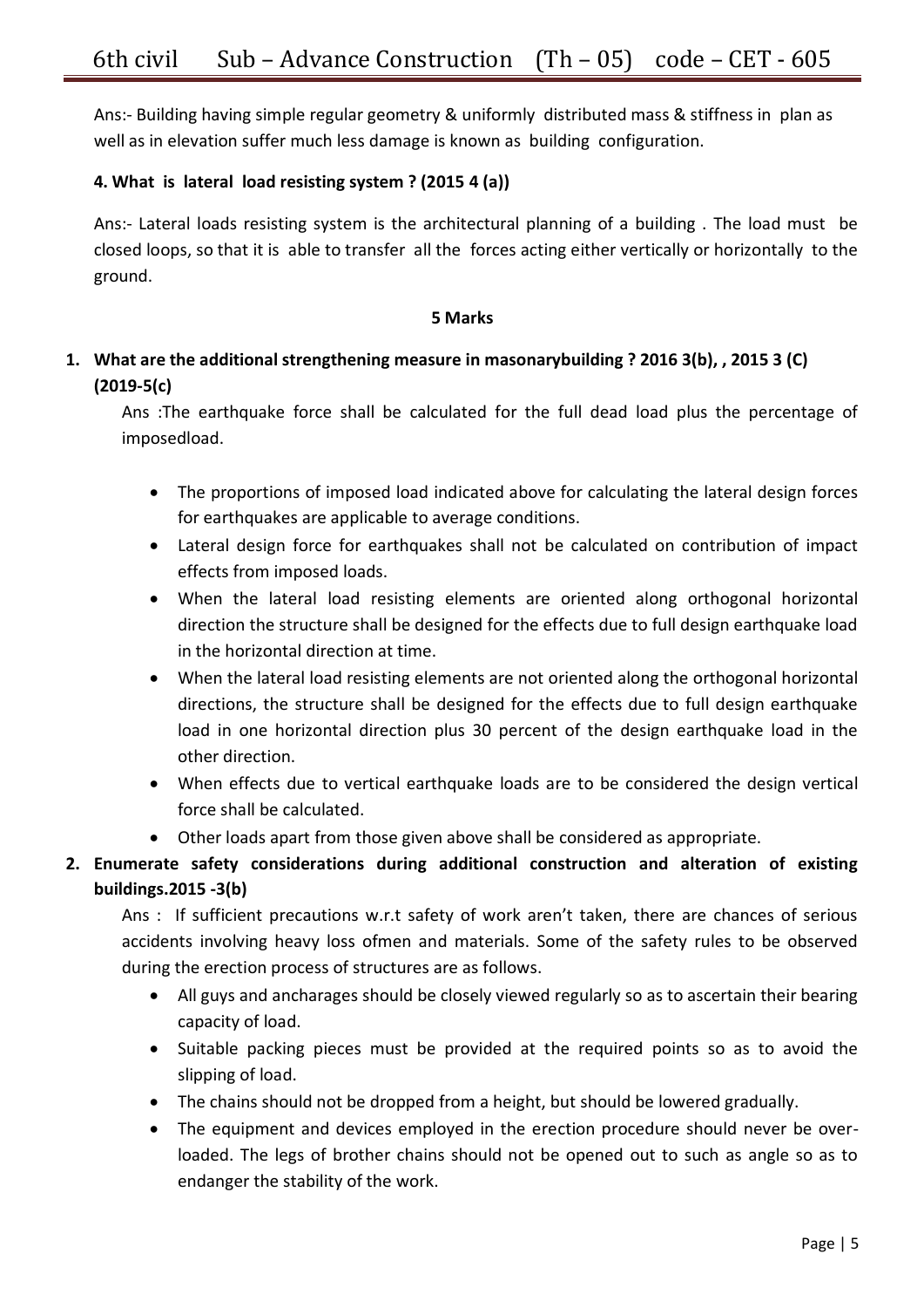Ans:- Building having simple regular geometry & uniformly distributed mass & stiffness in plan as well as in elevation suffer much less damage is known as building configuration.

**4. What is lateral load resisting system ? (2015 4 (a))**

Ans:- Lateral loads resisting system is the architectural planning of a building . The load must be closed loops, so that it is able to transfer all the forces acting either vertically or horizontally to the ground.

**5 Marks**

1. **What are the additional strengthening measure in masonarybuilding ? 2016 3(b), , 2015 3 (C) (2019-5(c)**

   Ans :The earthquake force shall be calculated for the full dead load plus the percentage of imposedload.

   - The proportions of imposed load indicated above for calculating the lateral design forces for earthquakes are applicable to average conditions.
   - Lateral design force for earthquakes shall not be calculated on contribution of impact effects from imposed loads.
   - When the lateral load resisting elements are oriented along orthogonal horizontal direction the structure shall be designed for the effects due to full design earthquake load in the horizontal direction at time.
   - When the lateral load resisting elements are not oriented along the orthogonal horizontal directions, the structure shall be designed for the effects due to full design earthquake load in one horizontal direction plus 30 percent of the design earthquake load in the other direction.
   - When effects due to vertical earthquake loads are to be considered the design vertical force shall be calculated.
   - Other loads apart from those given above shall be considered as appropriate.

2. **Enumerate safety considerations during additional construction and alteration of existing buildings.2015 -3(b)**

   Ans : If sufficient precautions w.r.t safety of work aren't taken, there are chances of serious accidents involving heavy loss ofmen and materials. Some of the safety rules to be observed during the erection process of structures are as follows.

   - All guys and ancharages should be closely viewed regularly so as to ascertain their bearing capacity of load.
   - Suitable packing pieces must be provided at the required points so as to avoid the slipping of load.
   - The chains should not be dropped from a height, but should be lowered gradually.
   - The equipment and devices employed in the erection procedure should never be over-loaded. The legs of brother chains should not be opened out to such as angle so as to endanger the stability of the work.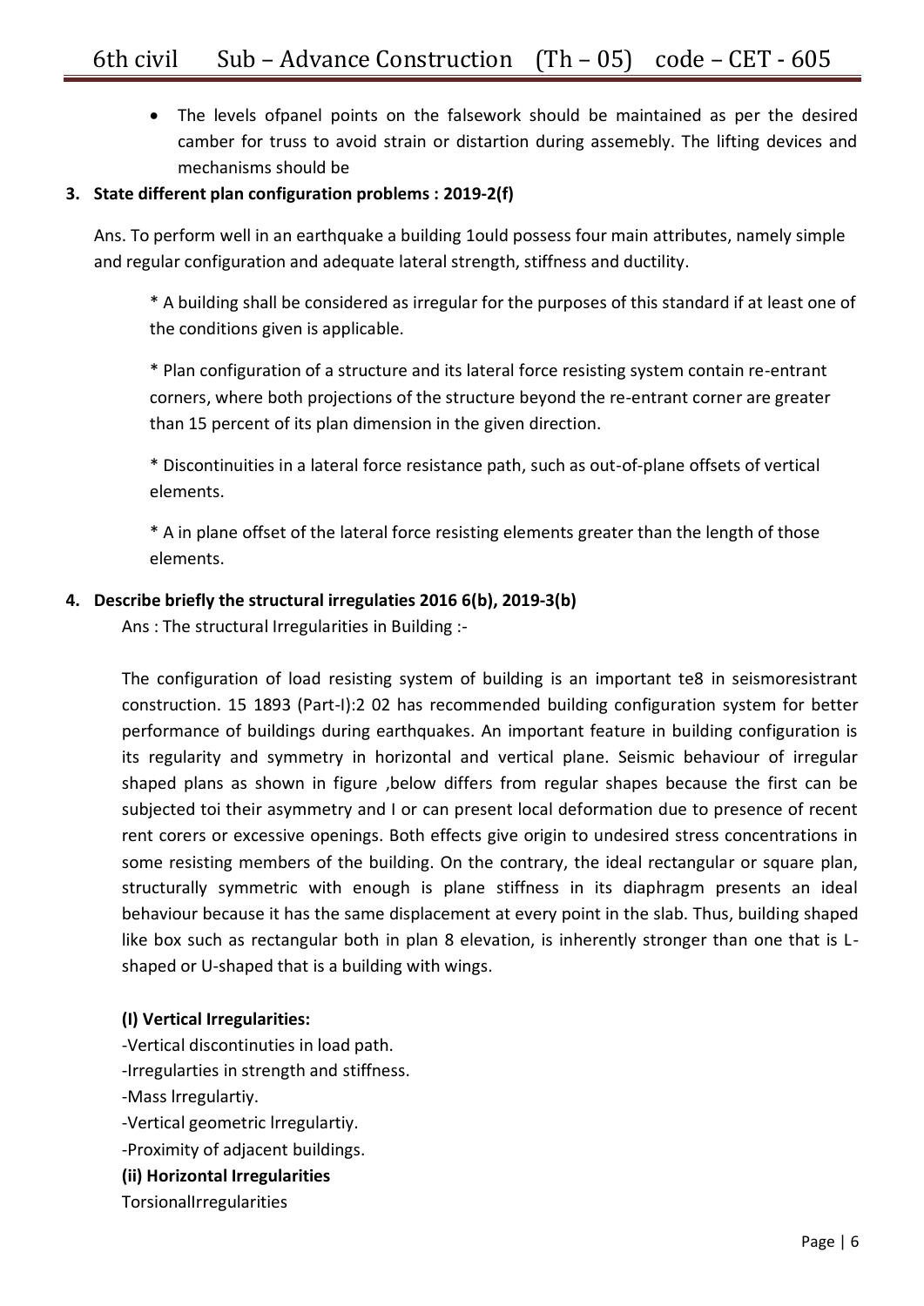- The levels ofpanel points on the falsework should be maintained as per the desired camber for truss to avoid strain or distartion during assemebly. The lifting devices and mechanisms should be

**3. State different plan configuration problems : 2019-2(f)**

Ans. To perform well in an earthquake a building 1ould possess four main attributes, namely simple and regular configuration and adequate lateral strength, stiffness and ductility.

> * A building shall be considered as irregular for the purposes of this standard if at least one of the conditions given is applicable.
>
> * Plan configuration of a structure and its lateral force resisting system contain re-entrant corners, where both projections of the structure beyond the re-entrant corner are greater than 15 percent of its plan dimension in the given direction.
>
> * Discontinuities in a lateral force resistance path, such as out-of-plane offsets of vertical elements.
>
> * A in plane offset of the lateral force resisting elements greater than the length of those elements.

**4. Describe briefly the structural irregulaties 2016 6(b), 2019-3(b)**

Ans : The structural Irregularities in Building :-

The configuration of load resisting system of building is an important te8 in seismoresistrant construction. 15 1893 (Part-I):2 02 has recommended building configuration system for better performance of buildings during earthquakes. An important feature in building configuration is its regularity and symmetry in horizontal and vertical plane. Seismic behaviour of irregular shaped plans as shown in figure ,below differs from regular shapes because the first can be subjected toi their asymmetry and I or can present local deformation due to presence of recent rent corers or excessive openings. Both effects give origin to undesired stress concentrations in some resisting members of the building. On the contrary, the ideal rectangular or square plan, structurally symmetric with enough is plane stiffness in its diaphragm presents an ideal behaviour because it has the same displacement at every point in the slab. Thus, building shaped like box such as rectangular both in plan 8 elevation, is inherently stronger than one that is L-shaped or U-shaped that is a building with wings.

**(I) Vertical Irregularities:**

-Vertical discontinuties in load path.
-Irregularties in strength and stiffness.
-Mass lrregulartiy.
-Vertical geometric lrregulartiy.
-Proximity of adjacent buildings.

**(ii) Horizontal Irregularities**

TorsionalIrregularities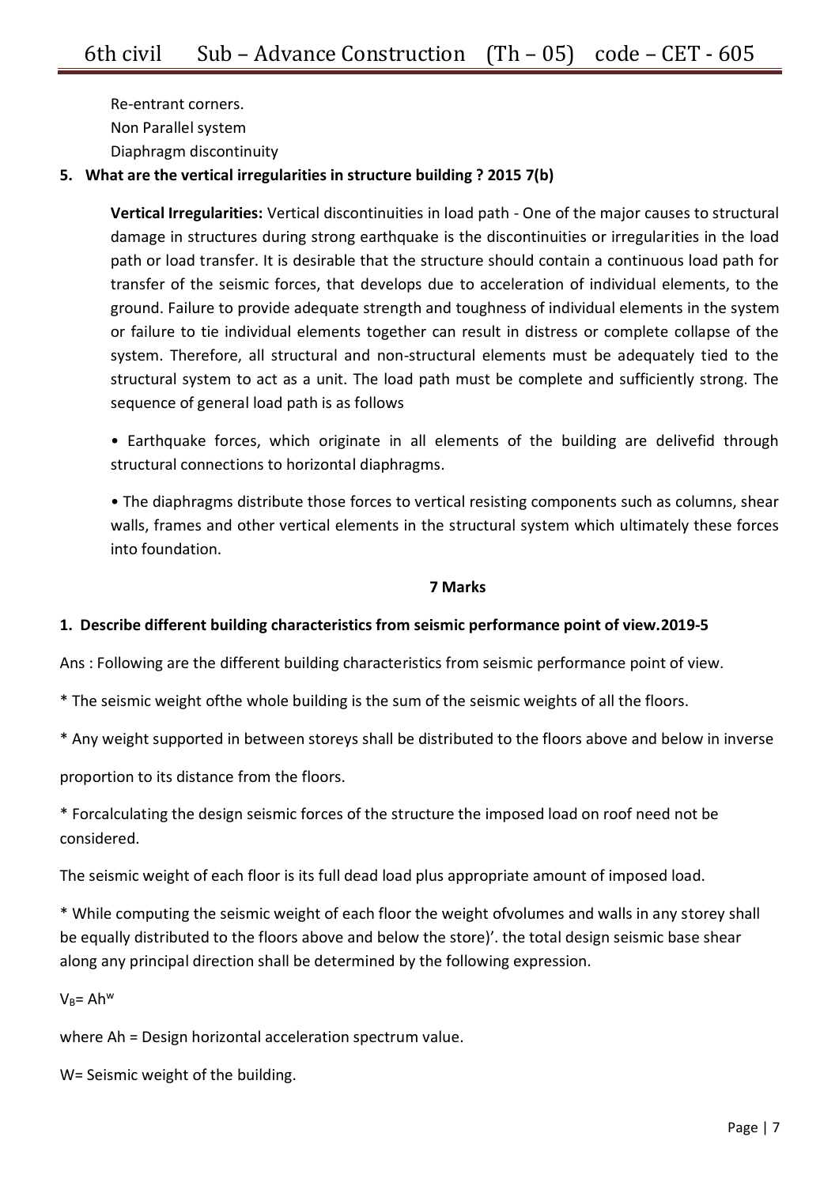Re-entrant corners.

Non Parallel system

Diaphragm discontinuity

**5. What are the vertical irregularities in structure building ? 2015 7(b)**

**Vertical Irregularities:** Vertical discontinuities in load path - One of the major causes to structural damage in structures during strong earthquake is the discontinuities or irregularities in the load path or load transfer. It is desirable that the structure should contain a continuous load path for transfer of the seismic forces, that develops due to acceleration of individual elements, to the ground. Failure to provide adequate strength and toughness of individual elements in the system or failure to tie individual elements together can result in distress or complete collapse of the system. Therefore, all structural and non-structural elements must be adequately tied to the structural system to act as a unit. The load path must be complete and sufficiently strong. The sequence of general load path is as follows

• Earthquake forces, which originate in all elements of the building are delivefid through structural connections to horizontal diaphragms.

• The diaphragms distribute those forces to vertical resisting components such as columns, shear walls, frames and other vertical elements in the structural system which ultimately these forces into foundation.

**7 Marks**

**1. Describe different building characteristics from seismic performance point of view.2019-5**

Ans : Following are the different building characteristics from seismic performance point of view.

* The seismic weight ofthe whole building is the sum of the seismic weights of all the floors.

* Any weight supported in between storeys shall be distributed to the floors above and below in inverse proportion to its distance from the floors.

* Forcalculating the design seismic forces of the structure the imposed load on roof need not be considered.

The seismic weight of each floor is its full dead load plus appropriate amount of imposed load.

* While computing the seismic weight of each floor the weight ofvolumes and walls in any storey shall be equally distributed to the floors above and below the store)'. the total design seismic base shear along any principal direction shall be determined by the following expression.

$V_B = Ah^w$

where Ah = Design horizontal acceleration spectrum value.

W= Seismic weight of the building.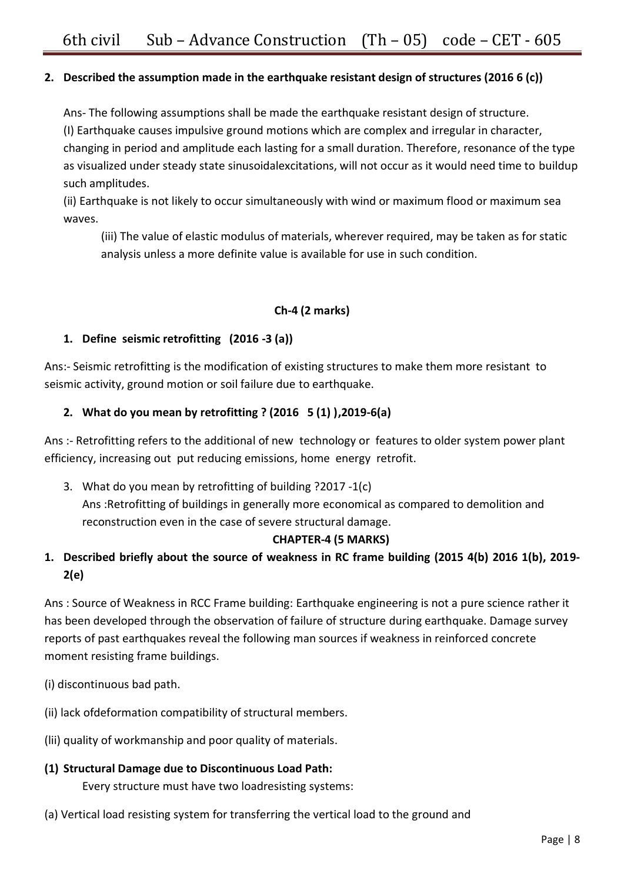**2. Described the assumption made in the earthquake resistant design of structures (2016 6 (c))**

Ans- The following assumptions shall be made the earthquake resistant design of structure.
(I) Earthquake causes impulsive ground motions which are complex and irregular in character, changing in period and amplitude each lasting for a small duration. Therefore, resonance of the type as visualized under steady state sinusoidalexcitations, will not occur as it would need time to buildup such amplitudes.
(ii) Earthquake is not likely to occur simultaneously with wind or maximum flood or maximum sea waves.
(iii) The value of elastic modulus of materials, wherever required, may be taken as for static analysis unless a more definite value is available for use in such condition.

**Ch-4 (2 marks)**

**1. Define seismic retrofitting (2016 -3 (a))**

Ans:- Seismic retrofitting is the modification of existing structures to make them more resistant to seismic activity, ground motion or soil failure due to earthquake.

**2. What do you mean by retrofitting ? (2016 5 (1) ),2019-6(a)**

Ans :- Retrofitting refers to the additional of new technology or features to older system power plant efficiency, increasing out put reducing emissions, home energy retrofit.

3. What do you mean by retrofitting of building ?2017 -1(c)
Ans :Retrofitting of buildings in generally more economical as compared to demolition and reconstruction even in the case of severe structural damage.

**CHAPTER-4 (5 MARKS)**

**1. Described briefly about the source of weakness in RC frame building (2015 4(b) 2016 1(b), 2019-2(e)**

Ans : Source of Weakness in RCC Frame building: Earthquake engineering is not a pure science rather it has been developed through the observation of failure of structure during earthquake. Damage survey reports of past earthquakes reveal the following man sources if weakness in reinforced concrete moment resisting frame buildings.

(i) discontinuous bad path.

(ii) lack ofdeformation compatibility of structural members.

(Iii) quality of workmanship and poor quality of materials.

**(1) Structural Damage due to Discontinuous Load Path:**

Every structure must have two loadresisting systems:

(a) Vertical load resisting system for transferring the vertical load to the ground and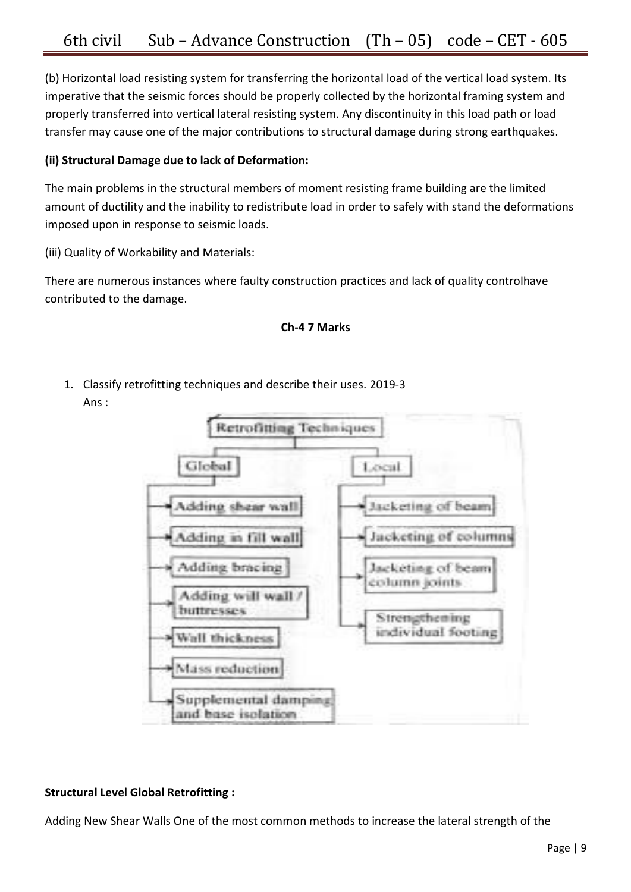(b) Horizontal load resisting system for transferring the horizontal load of the vertical load system. Its imperative that the seismic forces should be properly collected by the horizontal framing system and properly transferred into vertical lateral resisting system. Any discontinuity in this load path or load transfer may cause one of the major contributions to structural damage during strong earthquakes.

**(ii) Structural Damage due to lack of Deformation:**

The main problems in the structural members of moment resisting frame building are the limited amount of ductility and the inability to redistribute load in order to safely with stand the deformations imposed upon in response to seismic loads.

(iii) Quality of Workability and Materials:

There are numerous instances where faulty construction practices and lack of quality controlhave contributed to the damage.

**Ch-4 7 Marks**

1. Classify retrofitting techniques and describe their uses. 2019-3
   Ans :

Retrofitting Techniques

- Global
  - Adding shear wall
  - Adding in fill wall
  - Adding bracing
  - Adding will wall / buttresses
  - Wall thickness
  - Mass reduction
  - Supplemental damping and base isolation
- Local
  - Jacketing of beam
  - Jacketing of columns
  - Jacketing of beam column joints
  - Strengthening individual footing

**Structural Level Global Retrofitting :**

Adding New Shear Walls One of the most common methods to increase the lateral strength of the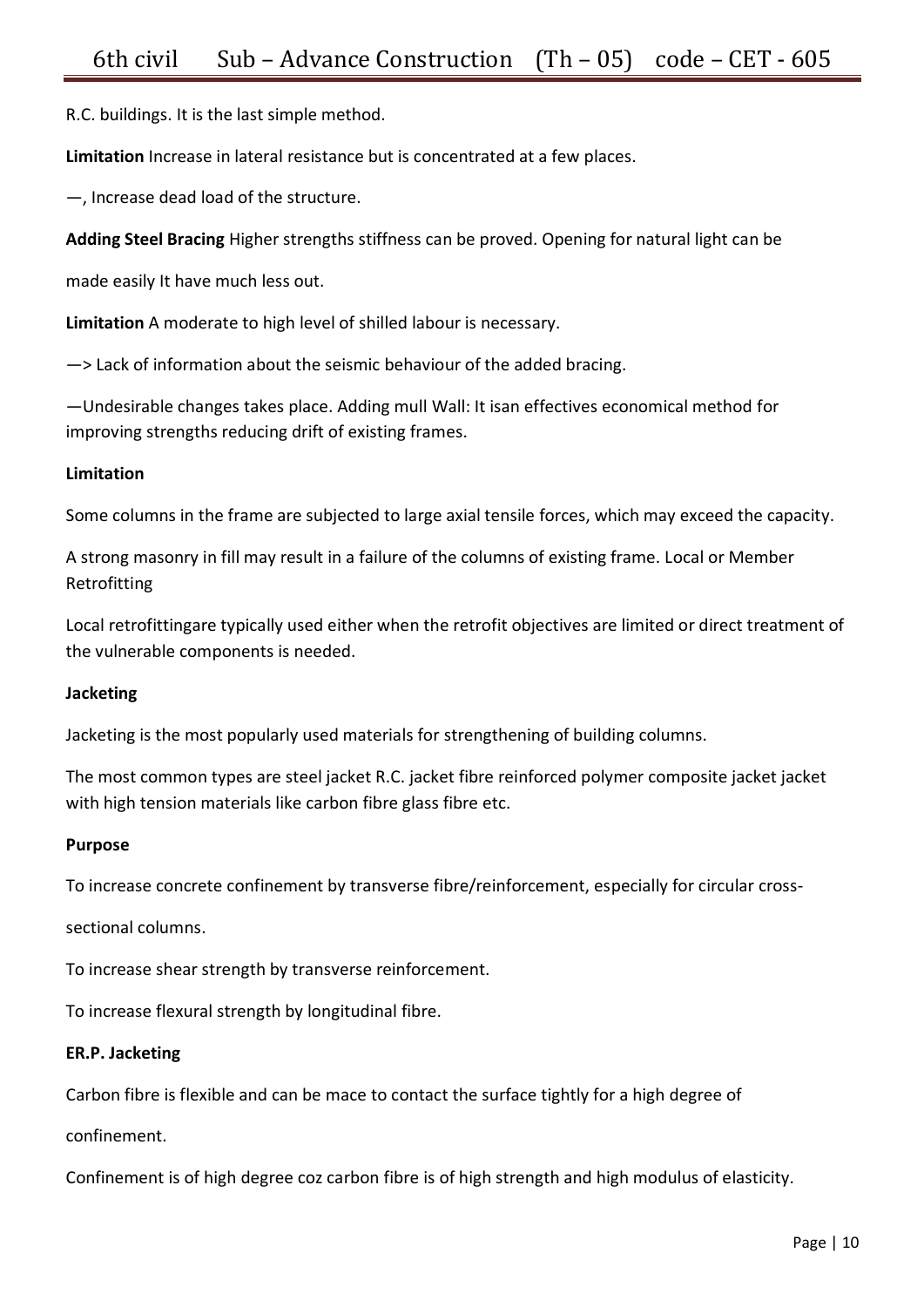R.C. buildings. It is the last simple method.

**Limitation** Increase in lateral resistance but is concentrated at a few places.

—, Increase dead load of the structure.

**Adding Steel Bracing** Higher strengths stiffness can be proved. Opening for natural light can be

made easily It have much less out.

**Limitation** A moderate to high level of shilled labour is necessary.

—> Lack of information about the seismic behaviour of the added bracing.

—Undesirable changes takes place. Adding mull Wall: It isan effectives economical method for improving strengths reducing drift of existing frames.

**Limitation**

Some columns in the frame are subjected to large axial tensile forces, which may exceed the capacity.

A strong masonry in fill may result in a failure of the columns of existing frame. Local or Member Retrofitting

Local retrofittingare typically used either when the retrofit objectives are limited or direct treatment of the vulnerable components is needed.

**Jacketing**

Jacketing is the most popularly used materials for strengthening of building columns.

The most common types are steel jacket R.C. jacket fibre reinforced polymer composite jacket jacket with high tension materials like carbon fibre glass fibre etc.

**Purpose**

To increase concrete confinement by transverse fibre/reinforcement, especially for circular cross-

sectional columns.

To increase shear strength by transverse reinforcement.

To increase flexural strength by longitudinal fibre.

**ER.P. Jacketing**

Carbon fibre is flexible and can be mace to contact the surface tightly for a high degree of

confinement.

Confinement is of high degree coz carbon fibre is of high strength and high modulus of elasticity.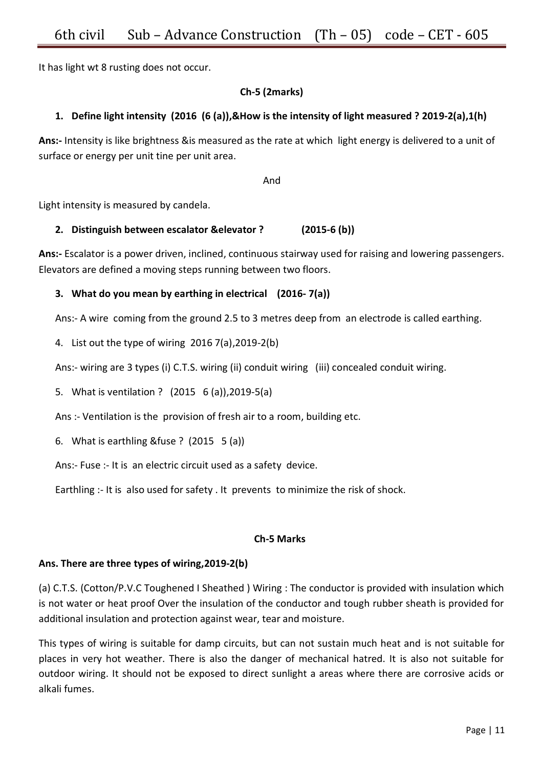It has light wt 8 rusting does not occur.

**Ch-5 (2marks)**

1. **Define light intensity (2016 (6 (a)),&How is the intensity of light measured ? 2019-2(a),1(h)**

**Ans:-** Intensity is like brightness &is measured as the rate at which light energy is delivered to a unit of surface or energy per unit tine per unit area.

And

Light intensity is measured by candela.

2. **Distinguish between escalator &elevator ? (2015-6 (b))**

**Ans:-** Escalator is a power driven, inclined, continuous stairway used for raising and lowering passengers. Elevators are defined a moving steps running between two floors.

3. **What do you mean by earthing in electrical (2016- 7(a))**

   Ans:- A wire coming from the ground 2.5 to 3 metres deep from an electrode is called earthing.

4. List out the type of wiring 2016 7(a),2019-2(b)

   Ans:- wiring are 3 types (i) C.T.S. wiring (ii) conduit wiring (iii) concealed conduit wiring.

5. What is ventilation ? (2015 6 (a)),2019-5(a)

   Ans :- Ventilation is the provision of fresh air to a room, building etc.

6. What is earthling &fuse ? (2015 5 (a))

   Ans:- Fuse :- It is an electric circuit used as a safety device.

   Earthling :- It is also used for safety . It prevents to minimize the risk of shock.

**Ch-5 Marks**

**Ans. There are three types of wiring,2019-2(b)**

(a) C.T.S. (Cotton/P.V.C Toughened I Sheathed ) Wiring : The conductor is provided with insulation which is not water or heat proof Over the insulation of the conductor and tough rubber sheath is provided for additional insulation and protection against wear, tear and moisture.

This types of wiring is suitable for damp circuits, but can not sustain much heat and is not suitable for places in very hot weather. There is also the danger of mechanical hatred. It is also not suitable for outdoor wiring. It should not be exposed to direct sunlight a areas where there are corrosive acids or alkali fumes.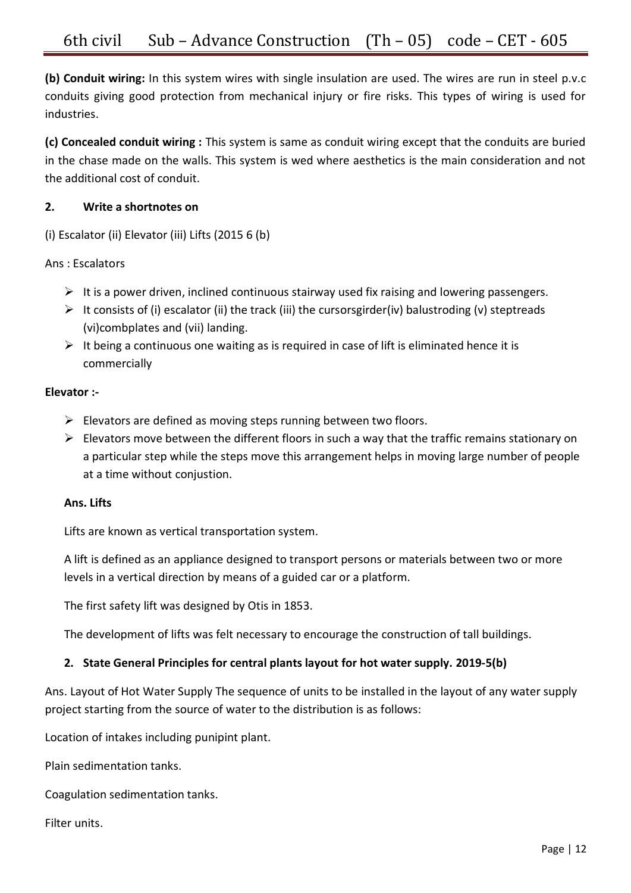**(b) Conduit wiring:** In this system wires with single insulation are used. The wires are run in steel p.v.c conduits giving good protection from mechanical injury or fire risks. This types of wiring is used for industries.

**(c) Concealed conduit wiring :** This system is same as conduit wiring except that the conduits are buried in the chase made on the walls. This system is wed where aesthetics is the main consideration and not the additional cost of conduit.

**2. Write a shortnotes on**

(i) Escalator (ii) Elevator (iii) Lifts (2015 6 (b)

Ans : Escalators

- It is a power driven, inclined continuous stairway used fix raising and lowering passengers.
- It consists of (i) escalator (ii) the track (iii) the cursorsgirder(iv) balustroding (v) steptreads (vi)combplates and (vii) landing.
- It being a continuous one waiting as is required in case of lift is eliminated hence it is commercially

**Elevator :-**

- Elevators are defined as moving steps running between two floors.
- Elevators move between the different floors in such a way that the traffic remains stationary on a particular step while the steps move this arrangement helps in moving large number of people at a time without conjustion.

**Ans. Lifts**

Lifts are known as vertical transportation system.

A lift is defined as an appliance designed to transport persons or materials between two or more levels in a vertical direction by means of a guided car or a platform.

The first safety lift was designed by Otis in 1853.

The development of lifts was felt necessary to encourage the construction of tall buildings.

**2. State General Principles for central plants layout for hot water supply. 2019-5(b)**

Ans. Layout of Hot Water Supply The sequence of units to be installed in the layout of any water supply project starting from the source of water to the distribution is as follows:

Location of intakes including punipint plant.

Plain sedimentation tanks.

Coagulation sedimentation tanks.

Filter units.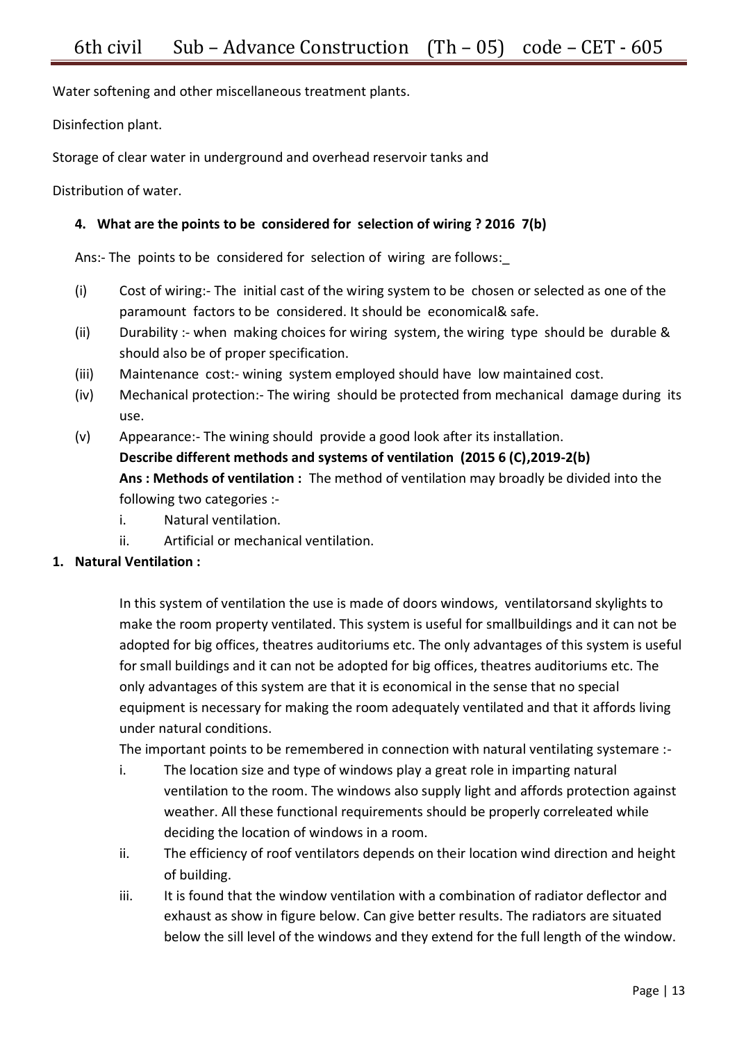Water softening and other miscellaneous treatment plants.

Disinfection plant.

Storage of clear water in underground and overhead reservoir tanks and

Distribution of water.

**4. What are the points to be considered for selection of wiring ? 2016 7(b)**

Ans:- The points to be considered for selection of wiring are follows:_

(i) Cost of wiring:- The initial cast of the wiring system to be chosen or selected as one of the paramount factors to be considered. It should be economical& safe.

(ii) Durability :- when making choices for wiring system, the wiring type should be durable & should also be of proper specification.

(iii) Maintenance cost:- wining system employed should have low maintained cost.

(iv) Mechanical protection:- The wiring should be protected from mechanical damage during its use.

(v) Appearance:- The wining should provide a good look after its installation.

**Describe different methods and systems of ventilation (2015 6 (C),2019-2(b)**

**Ans : Methods of ventilation :** The method of ventilation may broadly be divided into the following two categories :-

i. Natural ventilation.
ii. Artificial or mechanical ventilation.

**1. Natural Ventilation :**

In this system of ventilation the use is made of doors windows, ventilatorsand skylights to make the room property ventilated. This system is useful for smallbuildings and it can not be adopted for big offices, theatres auditoriums etc. The only advantages of this system is useful for small buildings and it can not be adopted for big offices, theatres auditoriums etc. The only advantages of this system are that it is economical in the sense that no special equipment is necessary for making the room adequately ventilated and that it affords living under natural conditions.

The important points to be remembered in connection with natural ventilating systemare :-

i. The location size and type of windows play a great role in imparting natural ventilation to the room. The windows also supply light and affords protection against weather. All these functional requirements should be properly correleated while deciding the location of windows in a room.

ii. The efficiency of roof ventilators depends on their location wind direction and height of building.

iii. It is found that the window ventilation with a combination of radiator deflector and exhaust as show in figure below. Can give better results. The radiators are situated below the sill level of the windows and they extend for the full length of the window.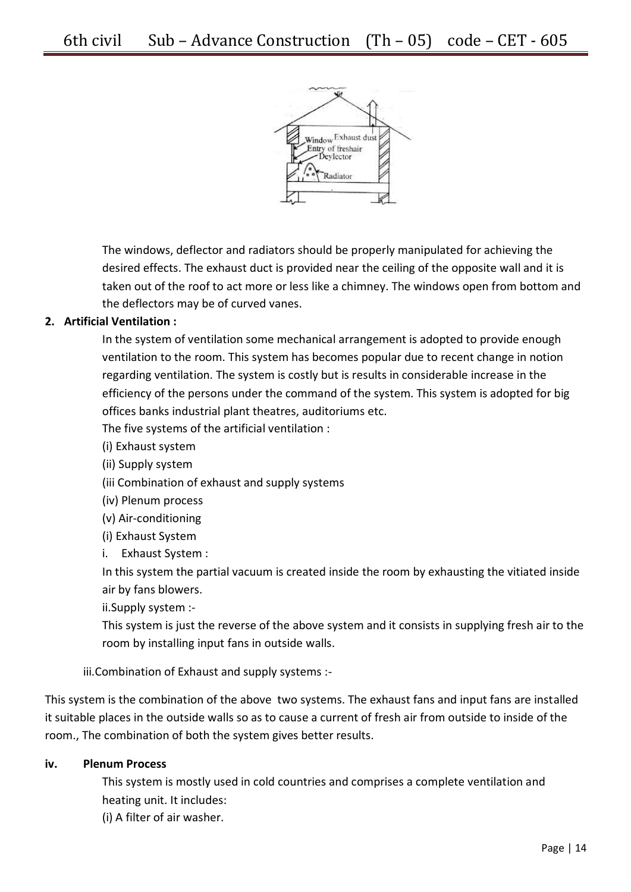The windows, deflector and radiators should be properly manipulated for achieving the desired effects. The exhaust duct is provided near the ceiling of the opposite wall and it is taken out of the roof to act more or less like a chimney. The windows open from bottom and the deflectors may be of curved vanes.

**2. Artificial Ventilation :**

In the system of ventilation some mechanical arrangement is adopted to provide enough ventilation to the room. This system has becomes popular due to recent change in notion regarding ventilation. The system is costly but is results in considerable increase in the efficiency of the persons under the command of the system. This system is adopted for big offices banks industrial plant theatres, auditoriums etc.

The five systems of the artificial ventilation :

(i) Exhaust system

(ii) Supply system

(iii Combination of exhaust and supply systems

(iv) Plenum process

(v) Air-conditioning

(i) Exhaust System

i. Exhaust System :

In this system the partial vacuum is created inside the room by exhausting the vitiated inside air by fans blowers.

ii.Supply system :-

This system is just the reverse of the above system and it consists in supplying fresh air to the room by installing input fans in outside walls.

iii.Combination of Exhaust and supply systems :-

This system is the combination of the above two systems. The exhaust fans and input fans are installed it suitable places in the outside walls so as to cause a current of fresh air from outside to inside of the room., The combination of both the system gives better results.

**iv. Plenum Process**

This system is mostly used in cold countries and comprises a complete ventilation and heating unit. It includes:

(i) A filter of air washer.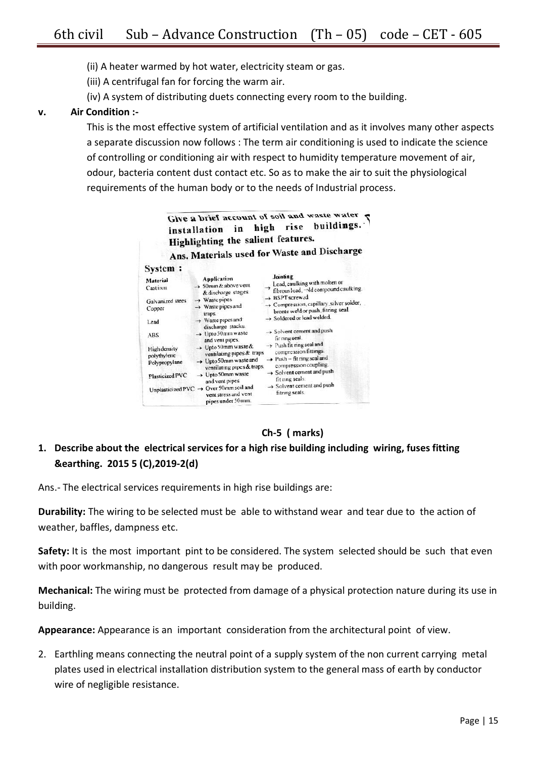(ii) A heater warmed by hot water, electricity steam or gas.

(iii) A centrifugal fan for forcing the warm air.

(iv) A system of distributing duets connecting every room to the building.

**v. Air Condition :-**

This is the most effective system of artificial ventilation and as it involves many other aspects a separate discussion now follows : The term air conditioning is used to indicate the science of controlling or conditioning air with respect to humidity temperature movement of air, odour, bacteria content dust contact etc. So as to make the air to suit the physiological requirements of the human body or to the needs of Industrial process.

**Give a brief account of soil and waste water installation in high rise buildings. Highlighting the salient features.**

**Ans. Materials used for Waste and Discharge System :**

| Material | Application | Jointing |
|---|---|---|
| Cast iron | → 50mm & above vent & discharge stages. | → Lead, caulking with molten or fibrous lead, cold compound caulking. |
| Galvanized steel | → Waste pipes | → BSPT screwed |
| Copper | → Waste pipes and traps. | → Compression, capillary, silver solder, bronze weld or push, fitting seal. |
| Lead | → Waste pipes and discharge stacks. | → Soldered or lead welded. |
| ABS | → Upto 50mm waste and vent pipes. | → Solvent cement and push fit ring seal. |
| High density polythylene | → Upto 50mm waste & ventilating pipes & traps | → Push fit ring seal and compression fittings. |
| Polypropylane | → Upto 50mm waste and ventilating pipes & traps. | → Push – fit ring seal and compression coupling. |
| Plasticized PVC | → Upto 50mm waste and vent pipes. | → Solvent cement and push fit ring seals. |
| Unplasticized PVC | → Over 50mm soil and vent stress and vent pipes under 50mm. | → Solvent cement and push fitting seals. |

**Ch-5 ( marks)**

**1. Describe about the electrical services for a high rise building including wiring, fuses fitting &earthing. 2015 5 (C),2019-2(d)**

Ans.- The electrical services requirements in high rise buildings are:

**Durability:** The wiring to be selected must be able to withstand wear and tear due to the action of weather, baffles, dampness etc.

**Safety:** It is the most important pint to be considered. The system selected should be such that even with poor workmanship, no dangerous result may be produced.

**Mechanical:** The wiring must be protected from damage of a physical protection nature during its use in building.

**Appearance:** Appearance is an important consideration from the architectural point of view.

2. Earthling means connecting the neutral point of a supply system of the non current carrying metal plates used in electrical installation distribution system to the general mass of earth by conductor wire of negligible resistance.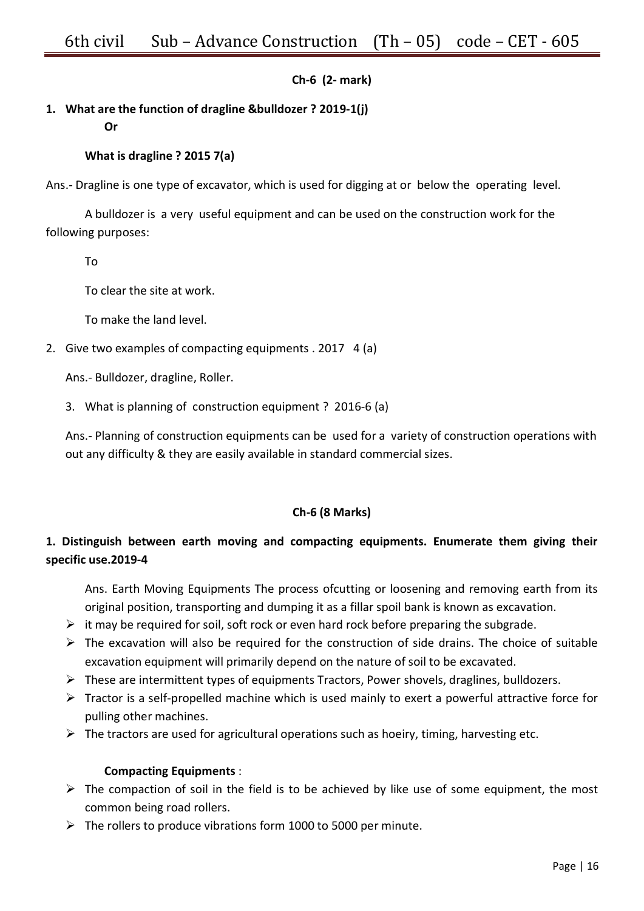**Ch-6 (2- mark)**

**1. What are the function of dragline &bulldozer ? 2019-1(j)**

**Or**

**What is dragline ? 2015 7(a)**

Ans.- Dragline is one type of excavator, which is used for digging at or below the operating level.

A bulldozer is a very useful equipment and can be used on the construction work for the following purposes:

To

To clear the site at work.

To make the land level.

2. Give two examples of compacting equipments . 2017 4 (a)

Ans.- Bulldozer, dragline, Roller.

3. What is planning of construction equipment ? 2016-6 (a)

Ans.- Planning of construction equipments can be used for a variety of construction operations with out any difficulty & they are easily available in standard commercial sizes.

**Ch-6 (8 Marks)**

**1. Distinguish between earth moving and compacting equipments. Enumerate them giving their specific use.2019-4**

Ans. Earth Moving Equipments The process ofcutting or loosening and removing earth from its original position, transporting and dumping it as a fillar spoil bank is known as excavation.

- it may be required for soil, soft rock or even hard rock before preparing the subgrade.
- The excavation will also be required for the construction of side drains. The choice of suitable excavation equipment will primarily depend on the nature of soil to be excavated.
- These are intermittent types of equipments Tractors, Power shovels, draglines, bulldozers.
- Tractor is a self-propelled machine which is used mainly to exert a powerful attractive force for pulling other machines.
- The tractors are used for agricultural operations such as hoeiry, timing, harvesting etc.

**Compacting Equipments** :

- The compaction of soil in the field is to be achieved by like use of some equipment, the most common being road rollers.
- The rollers to produce vibrations form 1000 to 5000 per minute.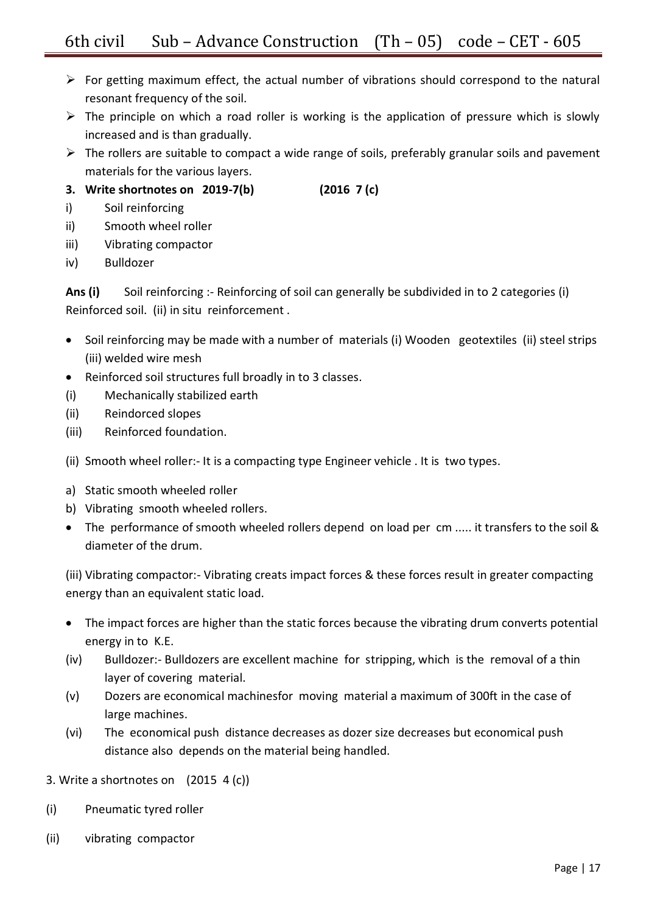- For getting maximum effect, the actual number of vibrations should correspond to the natural resonant frequency of the soil.
- The principle on which a road roller is working is the application of pressure which is slowly increased and is than gradually.
- The rollers are suitable to compact a wide range of soils, preferably granular soils and pavement materials for the various layers.

**3. Write shortnotes on 2019-7(b) (2016 7 (c)**

i) Soil reinforcing
ii) Smooth wheel roller
iii) Vibrating compactor
iv) Bulldozer

**Ans (i)** Soil reinforcing :- Reinforcing of soil can generally be subdivided in to 2 categories (i) Reinforced soil. (ii) in situ reinforcement .

- Soil reinforcing may be made with a number of materials (i) Wooden geotextiles (ii) steel strips (iii) welded wire mesh
- Reinforced soil structures full broadly in to 3 classes.

(i) Mechanically stabilized earth
(ii) Reindorced slopes
(iii) Reinforced foundation.

(ii) Smooth wheel roller:- It is a compacting type Engineer vehicle . It is two types.

a) Static smooth wheeled roller
b) Vibrating smooth wheeled rollers.

- The performance of smooth wheeled rollers depend on load per cm ..... it transfers to the soil & diameter of the drum.

(iii) Vibrating compactor:- Vibrating creats impact forces & these forces result in greater compacting energy than an equivalent static load.

- The impact forces are higher than the static forces because the vibrating drum converts potential energy in to K.E.

(iv) Bulldozer:- Bulldozers are excellent machine for stripping, which is the removal of a thin layer of covering material.
(v) Dozers are economical machinesfor moving material a maximum of 300ft in the case of large machines.
(vi) The economical push distance decreases as dozer size decreases but economical push distance also depends on the material being handled.

3. Write a shortnotes on (2015 4 (c))

(i) Pneumatic tyred roller
(ii) vibrating compactor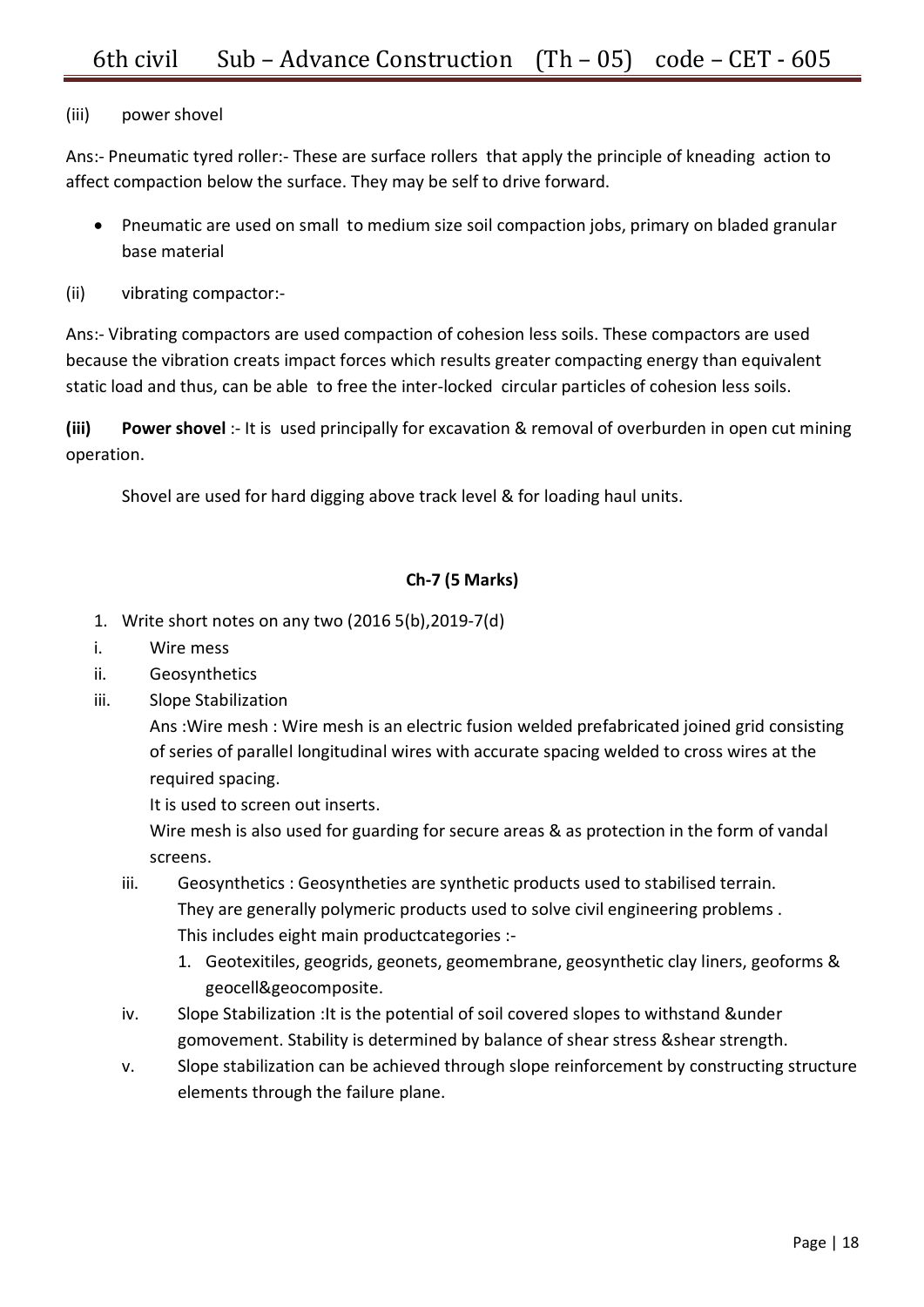(iii) power shovel

Ans:- Pneumatic tyred roller:- These are surface rollers that apply the principle of kneading action to affect compaction below the surface. They may be self to drive forward.

- Pneumatic are used on small to medium size soil compaction jobs, primary on bladed granular base material

(ii) vibrating compactor:-

Ans:- Vibrating compactors are used compaction of cohesion less soils. These compactors are used because the vibration creats impact forces which results greater compacting energy than equivalent static load and thus, can be able to free the inter-locked circular particles of cohesion less soils.

**(iii) Power shovel** :- It is used principally for excavation & removal of overburden in open cut mining operation.

Shovel are used for hard digging above track level & for loading haul units.

**Ch-7 (5 Marks)**

1. Write short notes on any two (2016 5(b),2019-7(d)

i. Wire mess

ii. Geosynthetics

iii. Slope Stabilization

Ans :Wire mesh : Wire mesh is an electric fusion welded prefabricated joined grid consisting of series of parallel longitudinal wires with accurate spacing welded to cross wires at the required spacing.

It is used to screen out inserts.

Wire mesh is also used for guarding for secure areas & as protection in the form of vandal screens.

iii. Geosynthetics : Geosyntheties are synthetic products used to stabilised terrain. They are generally polymeric products used to solve civil engineering problems . This includes eight main productcategories :-

1. Geotexitiles, geogrids, geonets, geomembrane, geosynthetic clay liners, geoforms & geocell&geocomposite.

iv. Slope Stabilization :It is the potential of soil covered slopes to withstand &under gomovement. Stability is determined by balance of shear stress &shear strength.

v. Slope stabilization can be achieved through slope reinforcement by constructing structure elements through the failure plane.